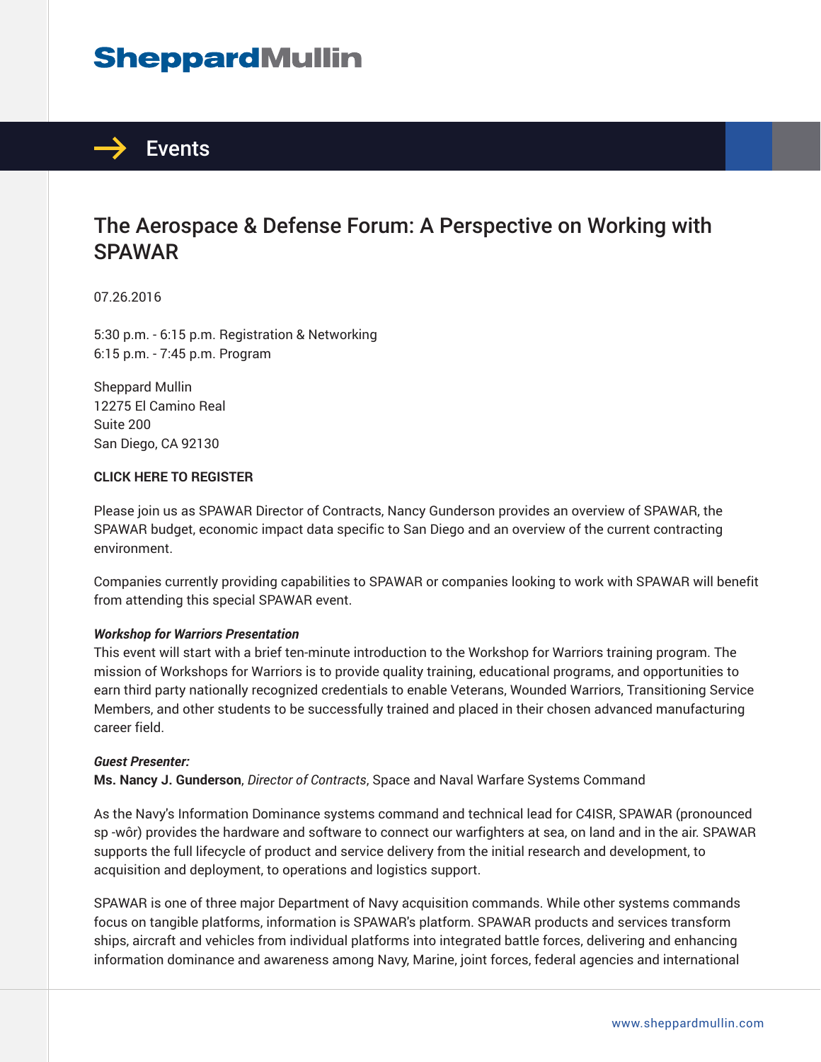SheppardMullin

# Events

## The Aerospace & Defense Forum: A Perspective on Working with SPAWAR

07.26.2016

5:30 p.m. - 6:15 p.m. Registration & Networking
6:15 p.m. - 7:45 p.m. Program

Sheppard Mullin
12275 El Camino Real
Suite 200
San Diego, CA 92130

**CLICK HERE TO REGISTER**

Please join us as SPAWAR Director of Contracts, Nancy Gunderson provides an overview of SPAWAR, the SPAWAR budget, economic impact data specific to San Diego and an overview of the current contracting environment.

Companies currently providing capabilities to SPAWAR or companies looking to work with SPAWAR will benefit from attending this special SPAWAR event.

***Workshop for Warriors Presentation***
This event will start with a brief ten-minute introduction to the Workshop for Warriors training program. The mission of Workshops for Warriors is to provide quality training, educational programs, and opportunities to earn third party nationally recognized credentials to enable Veterans, Wounded Warriors, Transitioning Service Members, and other students to be successfully trained and placed in their chosen advanced manufacturing career field.

***Guest Presenter:***
**Ms. Nancy J. Gunderson**, *Director of Contracts*, Space and Naval Warfare Systems Command

As the Navy's Information Dominance systems command and technical lead for C4ISR, SPAWAR (pronounced sp -wôr) provides the hardware and software to connect our warfighters at sea, on land and in the air. SPAWAR supports the full lifecycle of product and service delivery from the initial research and development, to acquisition and deployment, to operations and logistics support.

SPAWAR is one of three major Department of Navy acquisition commands. While other systems commands focus on tangible platforms, information is SPAWAR's platform. SPAWAR products and services transform ships, aircraft and vehicles from individual platforms into integrated battle forces, delivering and enhancing information dominance and awareness among Navy, Marine, joint forces, federal agencies and international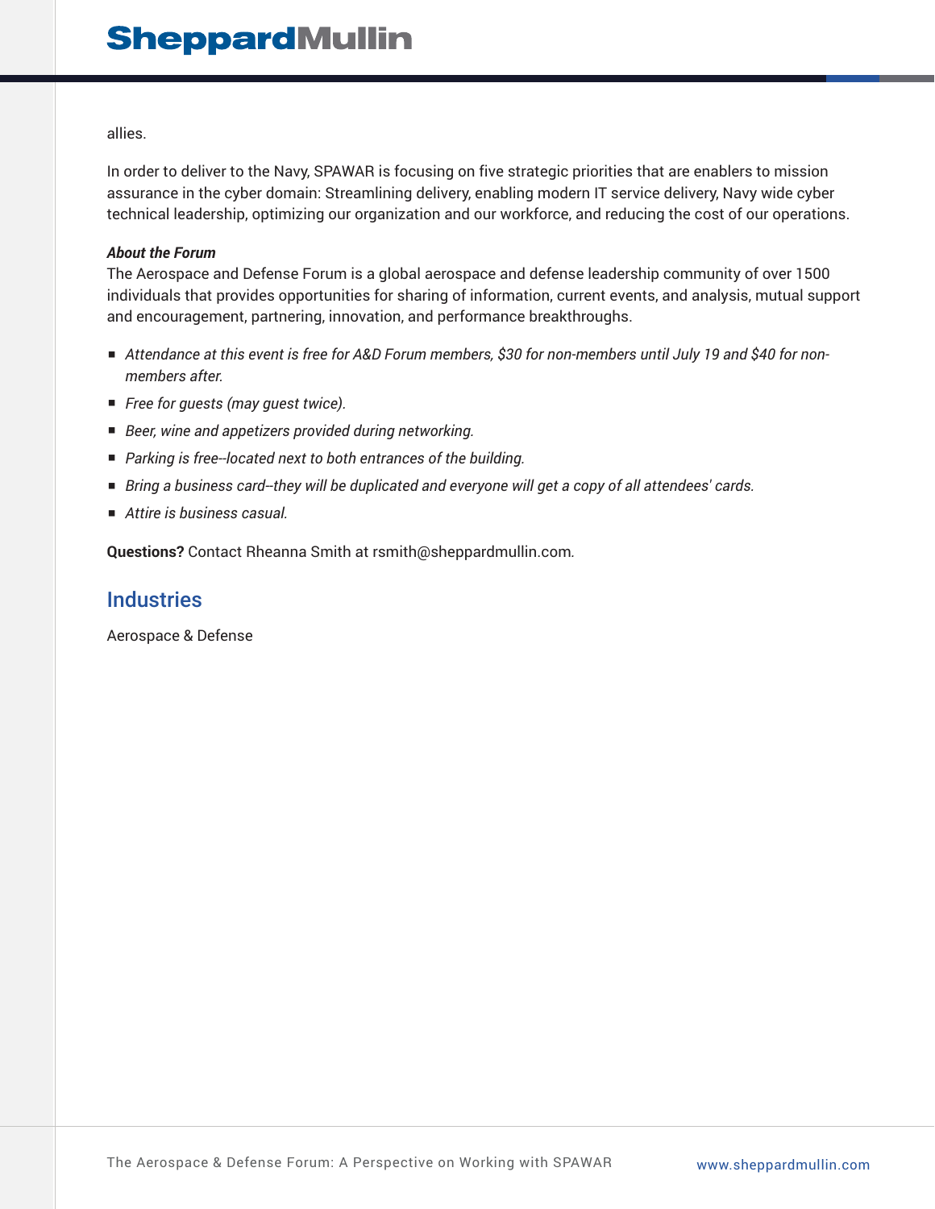allies.

In order to deliver to the Navy, SPAWAR is focusing on five strategic priorities that are enablers to mission assurance in the cyber domain: Streamlining delivery, enabling modern IT service delivery, Navy wide cyber technical leadership, optimizing our organization and our workforce, and reducing the cost of our operations.

***About the Forum***
The Aerospace and Defense Forum is a global aerospace and defense leadership community of over 1500 individuals that provides opportunities for sharing of information, current events, and analysis, mutual support and encouragement, partnering, innovation, and performance breakthroughs.

- *Attendance at this event is free for A&D Forum members, $30 for non-members until July 19 and $40 for non-members after.*
- *Free for guests (may guest twice).*
- *Beer, wine and appetizers provided during networking.*
- *Parking is free--located next to both entrances of the building.*
- *Bring a business card--they will be duplicated and everyone will get a copy of all attendees' cards.*
- *Attire is business casual.*

**Questions?** Contact Rheanna Smith at rsmith@sheppardmullin.com.

## Industries

Aerospace & Defense